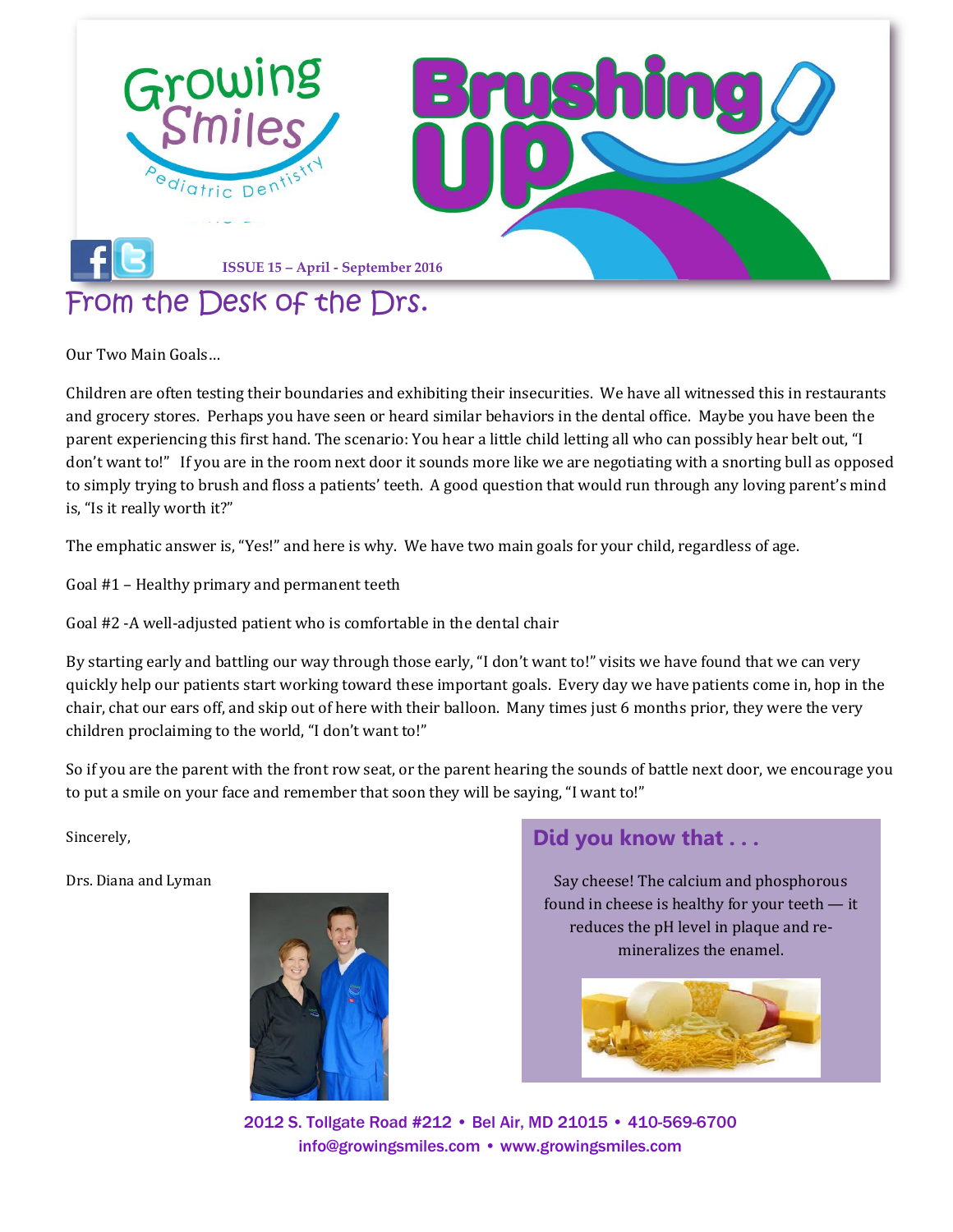# Growing Smiles Pediatric Dentistry

# Brushing Up

ISSUE 15 – April - September 2016

## From the Desk of the Drs.

Our Two Main Goals…

Children are often testing their boundaries and exhibiting their insecurities. We have all witnessed this in restaurants and grocery stores. Perhaps you have seen or heard similar behaviors in the dental office. Maybe you have been the parent experiencing this first hand. The scenario: You hear a little child letting all who can possibly hear belt out, "I don't want to!" If you are in the room next door it sounds more like we are negotiating with a snorting bull as opposed to simply trying to brush and floss a patients' teeth. A good question that would run through any loving parent's mind is, "Is it really worth it?"

The emphatic answer is, "Yes!" and here is why. We have two main goals for your child, regardless of age.

Goal #1 – Healthy primary and permanent teeth

Goal #2 -A well-adjusted patient who is comfortable in the dental chair

By starting early and battling our way through those early, "I don't want to!" visits we have found that we can very quickly help our patients start working toward these important goals. Every day we have patients come in, hop in the chair, chat our ears off, and skip out of here with their balloon. Many times just 6 months prior, they were the very children proclaiming to the world, "I don't want to!"

So if you are the parent with the front row seat, or the parent hearing the sounds of battle next door, we encourage you to put a smile on your face and remember that soon they will be saying, "I want to!"

Sincerely,

Drs. Diana and Lyman

### Did you know that . . .

Say cheese! The calcium and phosphorous found in cheese is healthy for your teeth — it reduces the pH level in plaque and re-mineralizes the enamel.

2012 S. Tollgate Road #212 • Bel Air, MD 21015 • 410-569-6700
info@growingsmiles.com • www.growingsmiles.com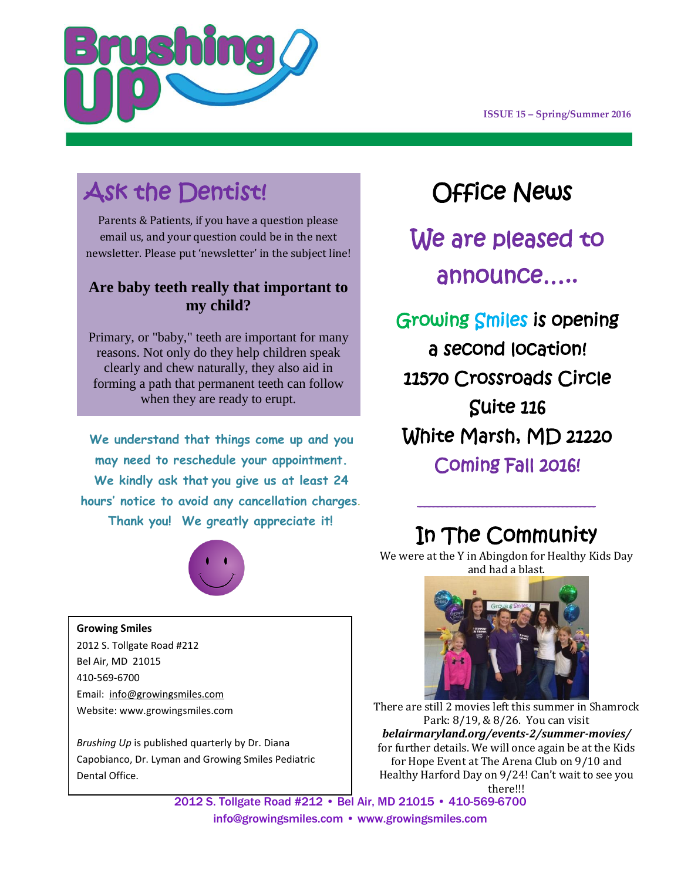# Brushing Up

**ISSUE 15 – Spring/Summer 2016**

## Ask the Dentist!

Parents & Patients, if you have a question please email us, and your question could be in the next newsletter. Please put 'newsletter' in the subject line!

### Are baby teeth really that important to my child?

Primary, or "baby," teeth are important for many reasons. Not only do they help children speak clearly and chew naturally, they also aid in forming a path that permanent teeth can follow when they are ready to erupt.

**We understand that things come up and you may need to reschedule your appointment. We kindly ask that you give us at least 24 hours' notice to avoid any cancellation charges. Thank you! We greatly appreciate it!**

**Growing Smiles**
2012 S. Tollgate Road #212
Bel Air, MD 21015
410-569-6700
Email: info@growingsmiles.com
Website: www.growingsmiles.com

*Brushing Up* is published quarterly by Dr. Diana Capobianco, Dr. Lyman and Growing Smiles Pediatric Dental Office.

## Office News

### We are pleased to announce.....

Growing Smiles is opening a second location!
11570 Crossroads Circle
Suite 116
White Marsh, MD 21220
Coming Fall 2016!

---

## In The Community

We were at the Y in Abingdon for Healthy Kids Day and had a blast.

There are still 2 movies left this summer in Shamrock Park: 8/19, & 8/26. You can visit ***belairmaryland.org/events-2/summer-movies/*** for further details. We will once again be at the Kids for Hope Event at The Arena Club on 9/10 and Healthy Harford Day on 9/24! Can't wait to see you there!!!

2012 S. Tollgate Road #212 • Bel Air, MD 21015 • 410-569-6700
info@growingsmiles.com • www.growingsmiles.com